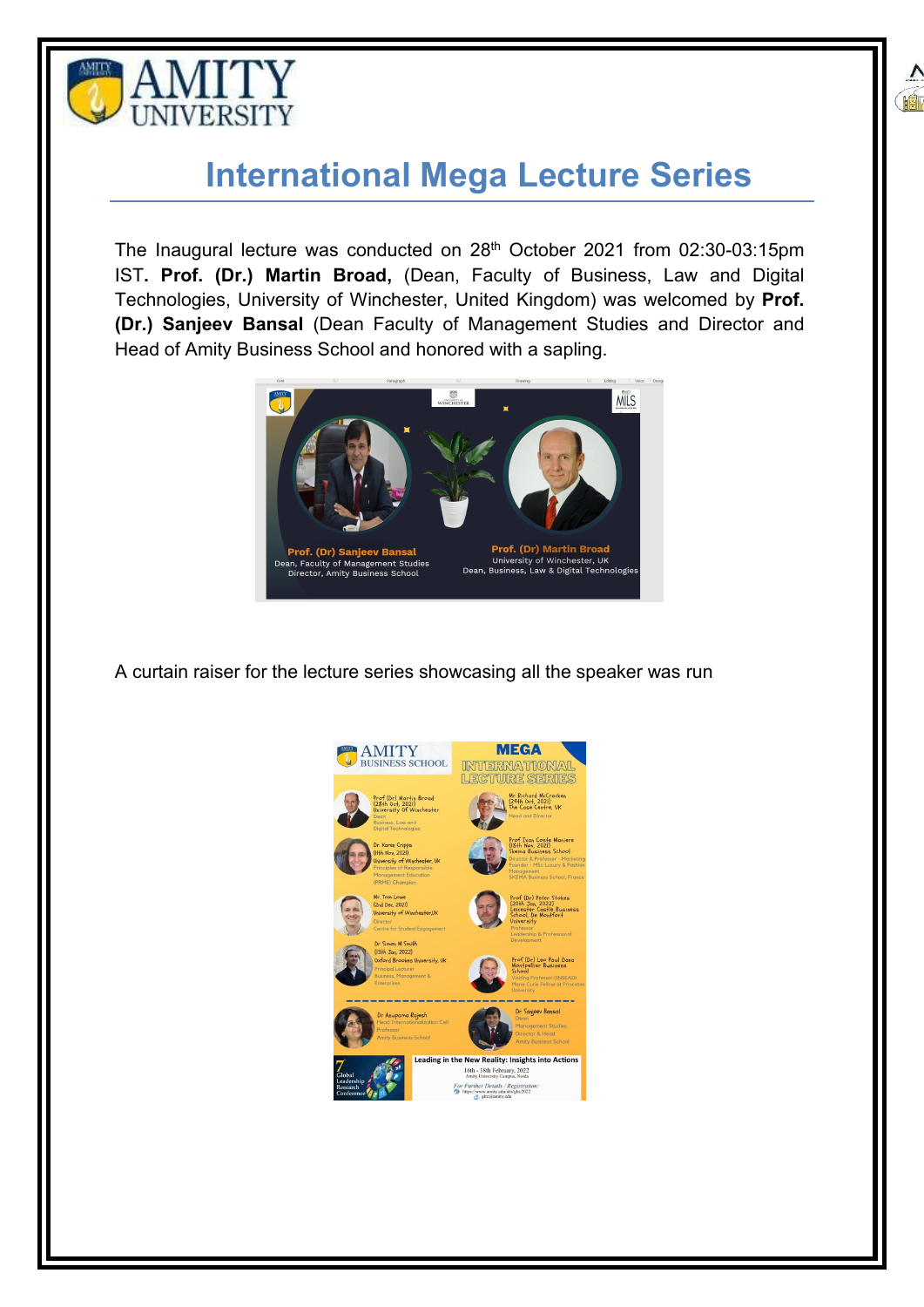# International Mega Lecture Series

The Inaugural lecture was conducted on 28th October 2021 from 02:30-03:15pm IST. **Prof. (Dr.) Martin Broad,** (Dean, Faculty of Business, Law and Digital Technologies, University of Winchester, United Kingdom) was welcomed by **Prof. (Dr.) Sanjeev Bansal** (Dean Faculty of Management Studies and Director and Head of Amity Business School and honored with a sapling.

A curtain raiser for the lecture series showcasing all the speaker was run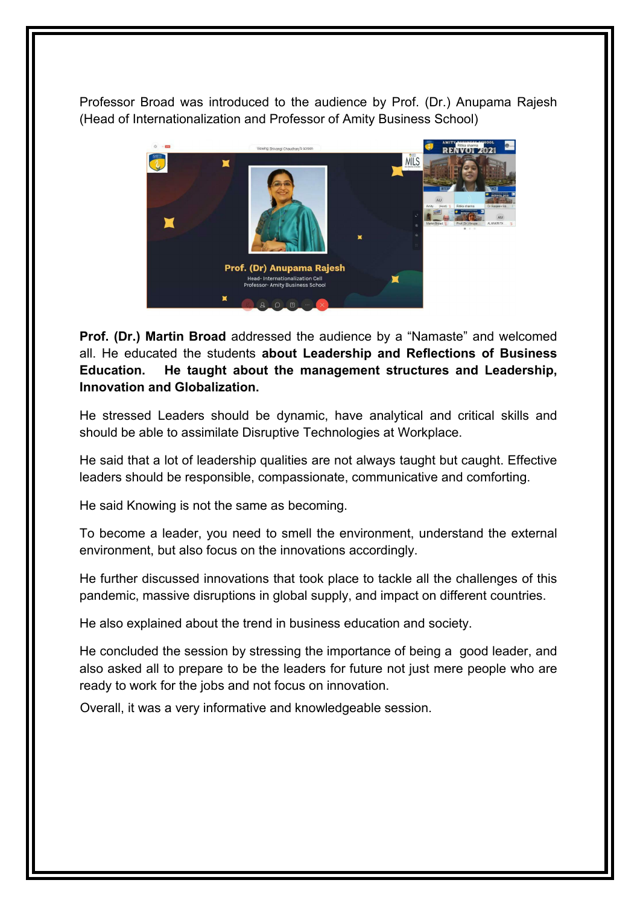Professor Broad was introduced to the audience by Prof. (Dr.) Anupama Rajesh (Head of Internationalization and Professor of Amity Business School)

**Prof. (Dr.) Martin Broad** addressed the audience by a "Namaste" and welcomed all. He educated the students **about Leadership and Reflections of Business Education. He taught about the management structures and Leadership, Innovation and Globalization.**

He stressed Leaders should be dynamic, have analytical and critical skills and should be able to assimilate Disruptive Technologies at Workplace.

He said that a lot of leadership qualities are not always taught but caught. Effective leaders should be responsible, compassionate, communicative and comforting.

He said Knowing is not the same as becoming.

To become a leader, you need to smell the environment, understand the external environment, but also focus on the innovations accordingly.

He further discussed innovations that took place to tackle all the challenges of this pandemic, massive disruptions in global supply, and impact on different countries.

He also explained about the trend in business education and society.

He concluded the session by stressing the importance of being a good leader, and also asked all to prepare to be the leaders for future not just mere people who are ready to work for the jobs and not focus on innovation.

Overall, it was a very informative and knowledgeable session.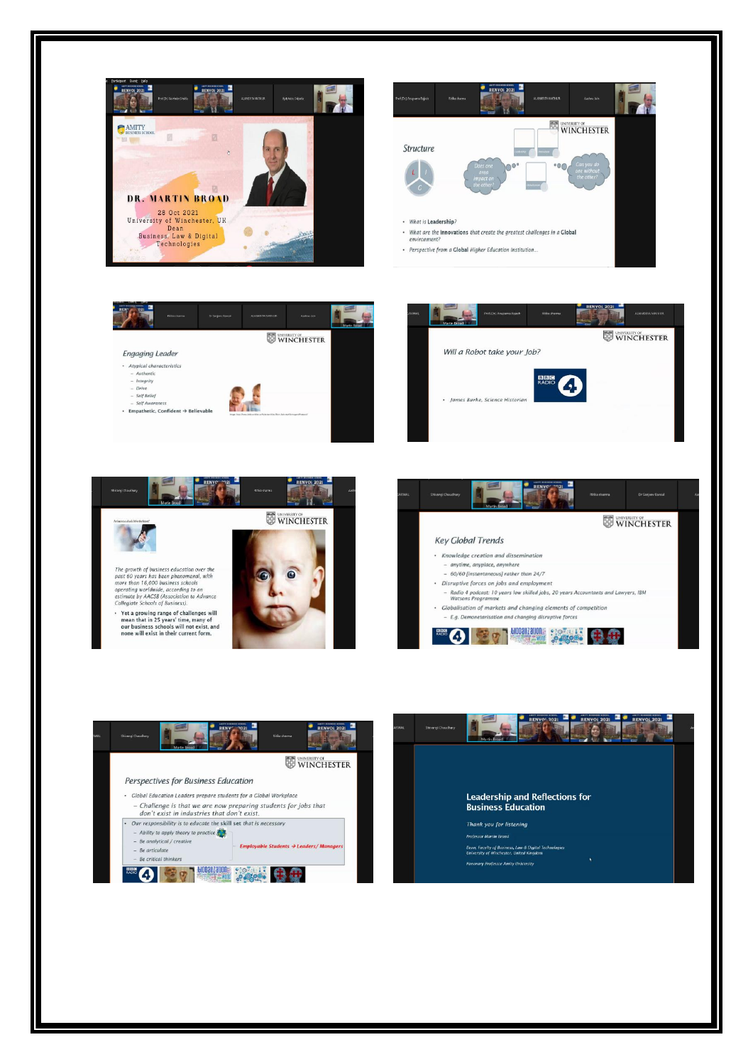DR. MARTIN BROAD

28 Oct 2021

University of Winchester, UK

Dean

Business, Law & Digital Technologies

---

UNIVERSITY OF WINCHESTER

## Structure

- What is Leadership?
- What are the Innovations that create the greatest challenges in a Global environment?
- Perspective from a Global Higher Education Institution...

Does one area impact on the other?

Can you do one without the other?

---

UNIVERSITY OF WINCHESTER

## Engaging Leader

- Atypical characteristics
  - Authentic
  - Integrity
  - Drive
  - Self Belief
  - Self Awareness
- Empathetic, Confident → Believable

---

UNIVERSITY OF WINCHESTER

## Will a Robot take your Job?

BBC RADIO 4

- James Burke, Science Historian

---

UNIVERSITY OF WINCHESTER

The growth of business education over the past 60 years has been phenomenal, with more than 16,000 business schools operating worldwide, according to an estimate by AACSB (Association to Advance Collegiate Schools of Business).

- Yet a growing range of challenges will mean that in 25 years' time, many of our business schools will not exist, and none will exist in their current form.

---

UNIVERSITY OF WINCHESTER

## Key Global Trends

- Knowledge creation and dissemination
  - anytime, anyplace, anywhere
  - 60/60 (instantaneous) rather than 24/7
- Disruptive forces on jobs and employment
  - Radio 4 podcast: 10 years low skilled jobs, 20 years Accountants and Lawyers, IBM Watsons Programme
- Globalisation of markets and changing elements of competition
  - E.g. Demonetarisation and changing disruptive forces

---

UNIVERSITY OF WINCHESTER

## Perspectives for Business Education

- Global Education Leaders prepare students for a Global Workplace
  - Challenge is that we are now preparing students for jobs that don't exist in industries that don't exist.
- Our responsibility is to educate the skill set that is necessary
  - Ability to apply theory to practice
  - Be analytical / creative
  - Be articulate
  - Be critical thinkers

Employable Students → Leaders/ Managers

---

## Leadership and Reflections for Business Education

Thank you for listening

Professor Martin Broad

Dean, Faculty of Business, Law & Digital Technologies

University of Winchester, United Kingdom

Honorary Professor Amity University